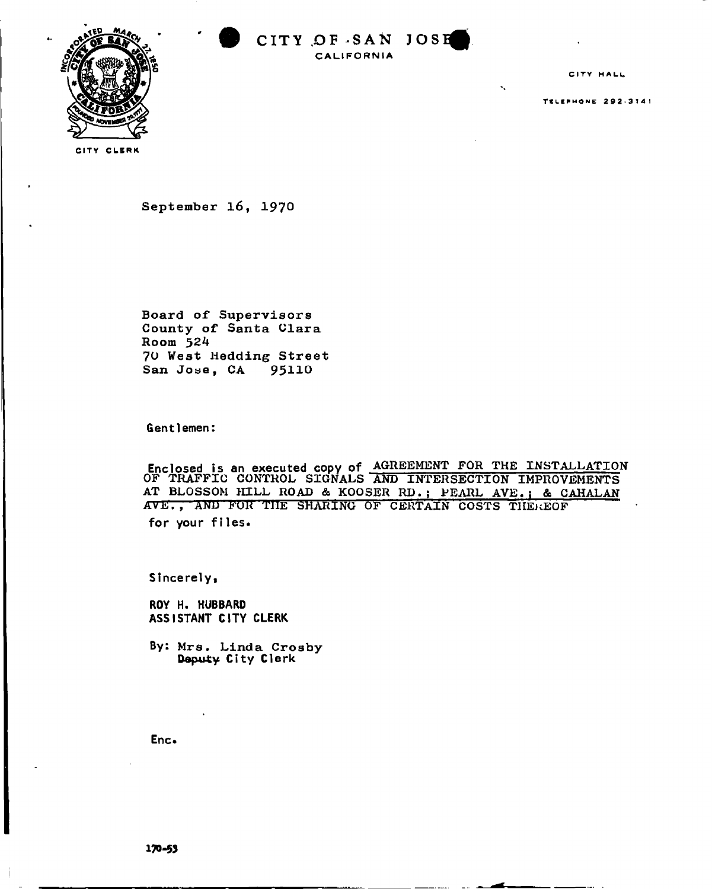CITY OF SAN JOSE
CALIFORNIA

CITY CLERK

CITY HALL

TELEPHONE 292-3141

September 16, 1970

Board of Supervisors
County of Santa Clara
Room 524
70 West Hedding Street
San Jose, CA 95110

Gentlemen:

Enclosed is an executed copy of AGREEMENT FOR THE INSTALLATION OF TRAFFIC CONTROL SIGNALS AND INTERSECTION IMPROVEMENTS AT BLOSSOM HILL ROAD & KOOSER RD.; PEARL AVE.; & CAHALAN AVE., AND FOR THE SHARING OF CERTAIN COSTS THEREOF for your files.

Sincerely,

ROY H. HUBBARD
ASSISTANT CITY CLERK

By: Mrs. Linda Crosby
Deputy City Clerk

Enc.

170-53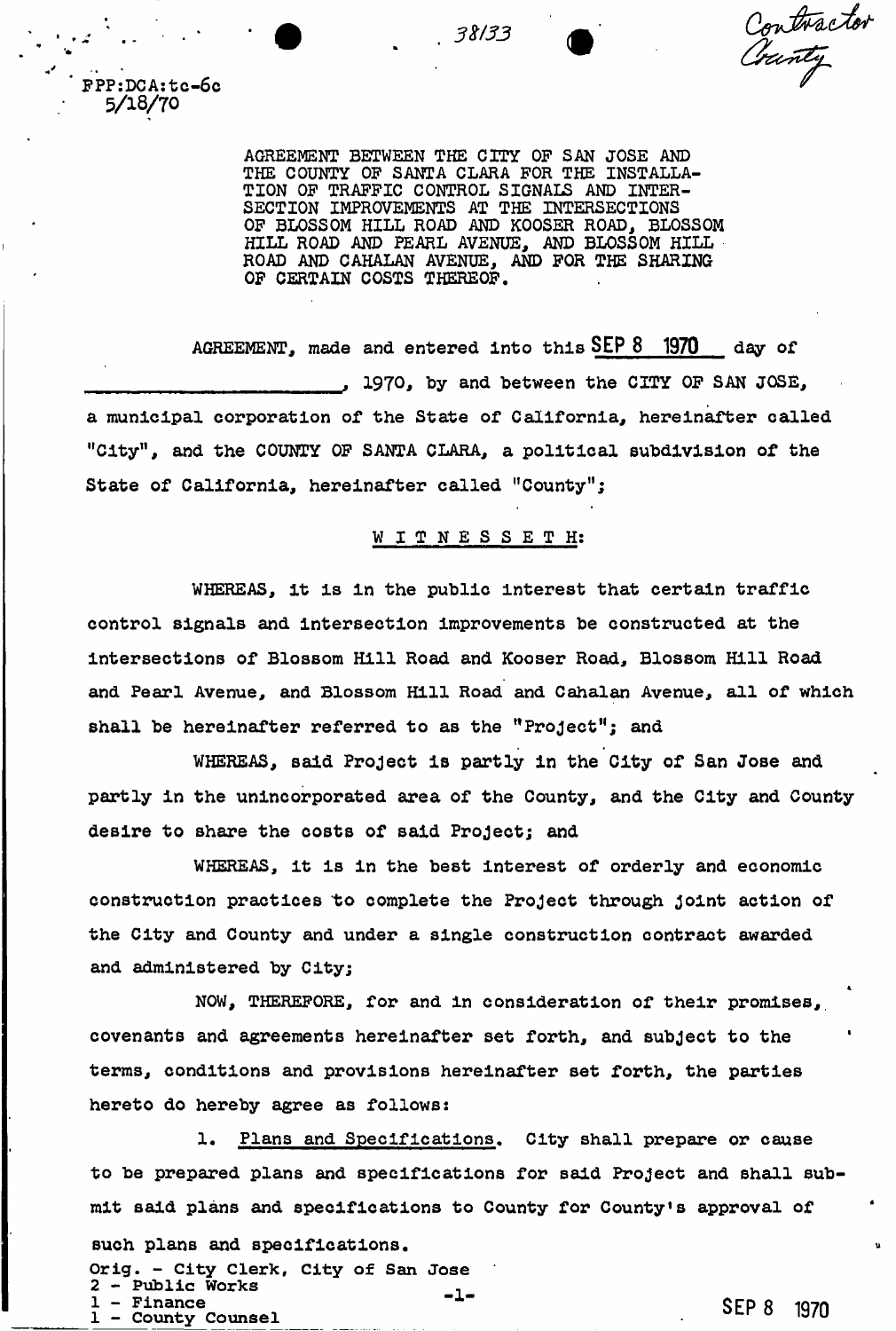38/133

Contractor
County

FPP:DCA:tc-6c
5/18/70

AGREEMENT BETWEEN THE CITY OF SAN JOSE AND THE COUNTY OF SANTA CLARA FOR THE INSTALLATION OF TRAFFIC CONTROL SIGNALS AND INTERSECTION IMPROVEMENTS AT THE INTERSECTIONS OF BLOSSOM HILL ROAD AND KOOSER ROAD, BLOSSOM HILL ROAD AND PEARL AVENUE, AND BLOSSOM HILL ROAD AND CAHALAN AVENUE, AND FOR THE SHARING OF CERTAIN COSTS THEREOF.

AGREEMENT, made and entered into this SEP 8 1970 day of \_\_\_\_\_\_\_\_\_\_\_\_\_\_\_\_\_\_\_\_\_\_, 1970, by and between the CITY OF SAN JOSE, a municipal corporation of the State of California, hereinafter called "City", and the COUNTY OF SANTA CLARA, a political subdivision of the State of California, hereinafter called "County";

W I T N E S S E T H:

WHEREAS, it is in the public interest that certain traffic control signals and intersection improvements be constructed at the intersections of Blossom Hill Road and Kooser Road, Blossom Hill Road and Pearl Avenue, and Blossom Hill Road and Cahalan Avenue, all of which shall be hereinafter referred to as the "Project"; and

WHEREAS, said Project is partly in the City of San Jose and partly in the unincorporated area of the County, and the City and County desire to share the costs of said Project; and

WHEREAS, it is in the best interest of orderly and economic construction practices to complete the Project through joint action of the City and County and under a single construction contract awarded and administered by City;

NOW, THEREFORE, for and in consideration of their promises, covenants and agreements hereinafter set forth, and subject to the terms, conditions and provisions hereinafter set forth, the parties hereto do hereby agree as follows:

1. Plans and Specifications. City shall prepare or cause to be prepared plans and specifications for said Project and shall submit said plans and specifications to County for County's approval of such plans and specifications.

Orig. - City Clerk, City of San Jose
2 - Public Works
1 - Finance
1 - County Counsel

SEP 8 1970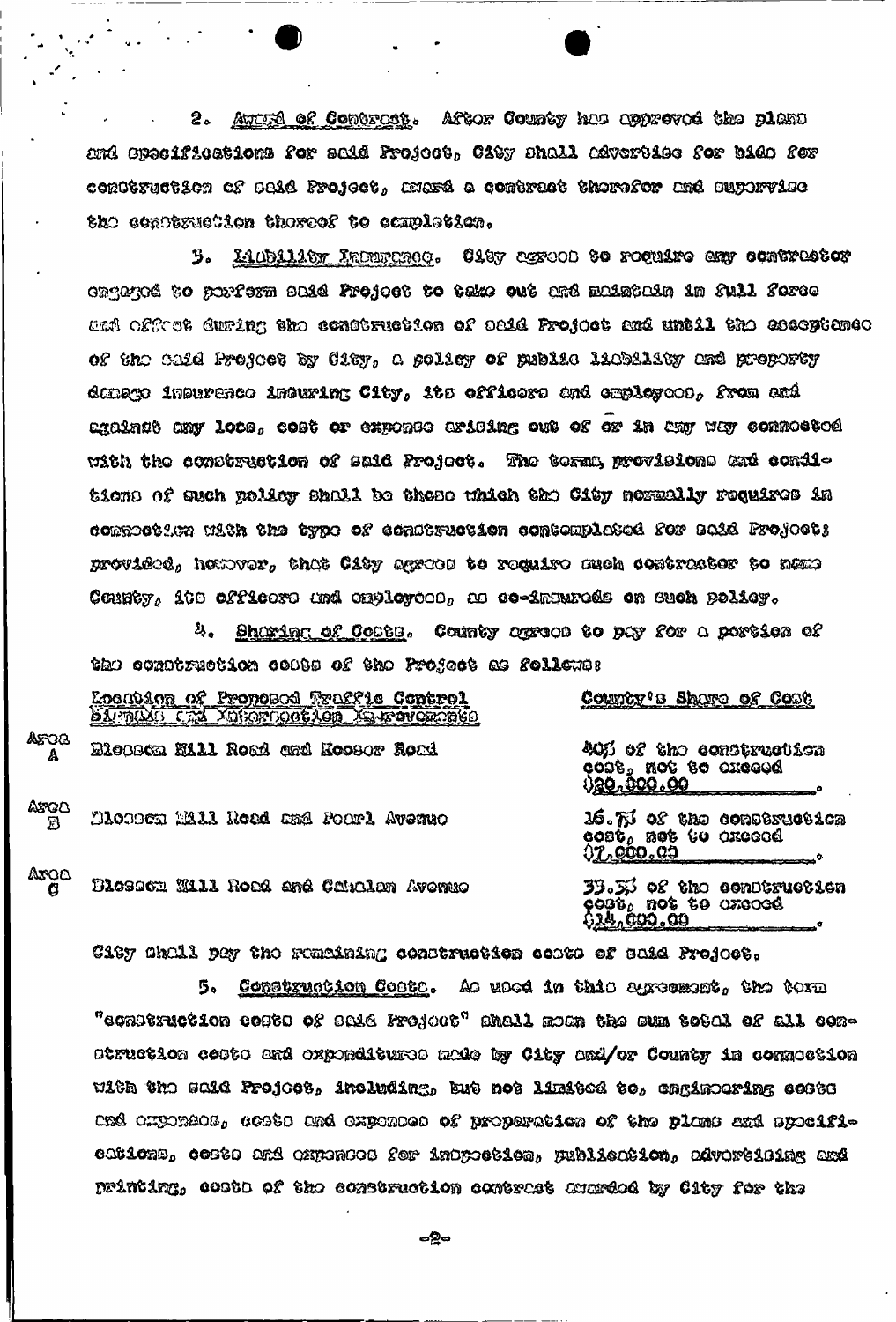2. Award of Contract. After County has approved the plans and specifications for said Project, City shall advertise for bids for construction of said Project, award a contract therefor and supervise the construction thereof to completion.

3. Liability Insurance. City agrees to require any contractor engaged to perform said Project to take out and maintain in full force and effect during the construction of said Project and until the acceptance of the said Project by City, a policy of public liability and property damage insurance insuring City, its officers and employees, from and against any loss, cost or expense arising out of or in any way connected with the construction of said Project. The terms, provisions and conditions of such policy shall be those which the City normally requires in connection with the type of construction contemplated for said Project; provided, however, that City agrees to require such contractor to name County, its officers and employees, as co-insureds on such policy.

4. Sharing of Costs. County agrees to pay for a portion of the construction costs of the Project as follows:

| | Location of Proposed Traffic Control Signals and Intersection Improvements | County's Share of Cost |
|---|---|---|
| Area A | Blossom Hill Road and Kooser Road | 40% of the construction cost, not to exceed $20,000.00 |
| Area B | Blossom Hill Road and Pearl Avenue | 16.7% of the construction cost, not to exceed $7,000.00 |
| Area C | Blossom Hill Road and Cahalan Avenue | 33.3% of the construction cost, not to exceed $14,000.00 |

City shall pay the remaining construction costs of said Project.

5. Construction Costs. As used in this agreement, the term "construction costs of said Project" shall mean the sum total of all construction costs and expenditures made by City and/or County in connection with the said Project, including, but not limited to, engineering costs and expenses, costs and expenses of preparation of the plans and specifications, costs and expenses for inspection, publication, advertising and printing, costs of the construction contract awarded by City for the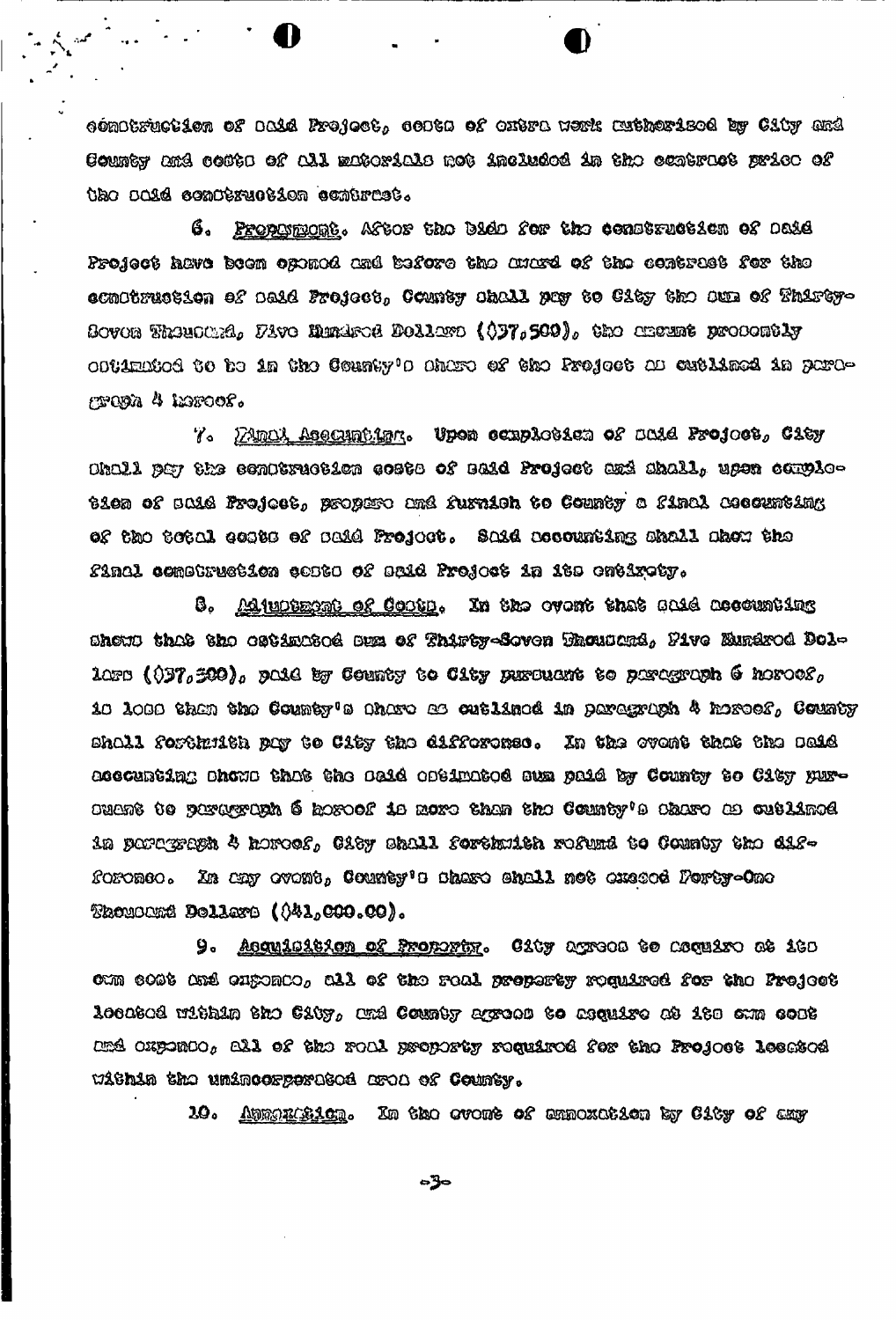construction of said Project, costs of extra work authorized by City and County and costs of all materials not included in the contract price of the said construction contract.

6. Prepayment. After the bids for the construction of said Project have been opened and before the award of the contract for the construction of said Project, County shall pay to City the sum of Thirty-Seven Thousand, Five Hundred Dollars ($37,500), the amount presently estimated to be in the County's share of the Project as outlined in paragraph 4 hereof.

7. Final Accounting. Upon completion of said Project, City shall pay the construction costs of said Project and shall, upon completion of said Project, prepare and furnish to County a final accounting of the total costs of said Project. Said accounting shall show the final construction costs of said Project in its entirety.

8. Adjustment of Costs. In the event that said accounting shows that the estimated sum of Thirty-Seven Thousand, Five Hundred Dollars ($37,500), paid by County to City pursuant to paragraph 6 hereof, is less than the County's share as outlined in paragraph 4 hereof, County shall forthwith pay to City the difference. In the event that the said accounting shows that the said estimated sum paid by County to City pursuant to paragraph 6 hereof is more than the County's share as outlined in paragraph 4 hereof, City shall forthwith refund to County the difference. In any event, County's share shall not exceed Forty-One Thousand Dollars ($41,000.00).

9. Acquisition of Property. City agrees to acquire at its own cost and expense, all of the real property required for the Project located within the City, and County agrees to acquire at its own cost and expense, all of the real property required for the Project located within the unincorporated area of County.

10. Annexation. In the event of annexation by City of any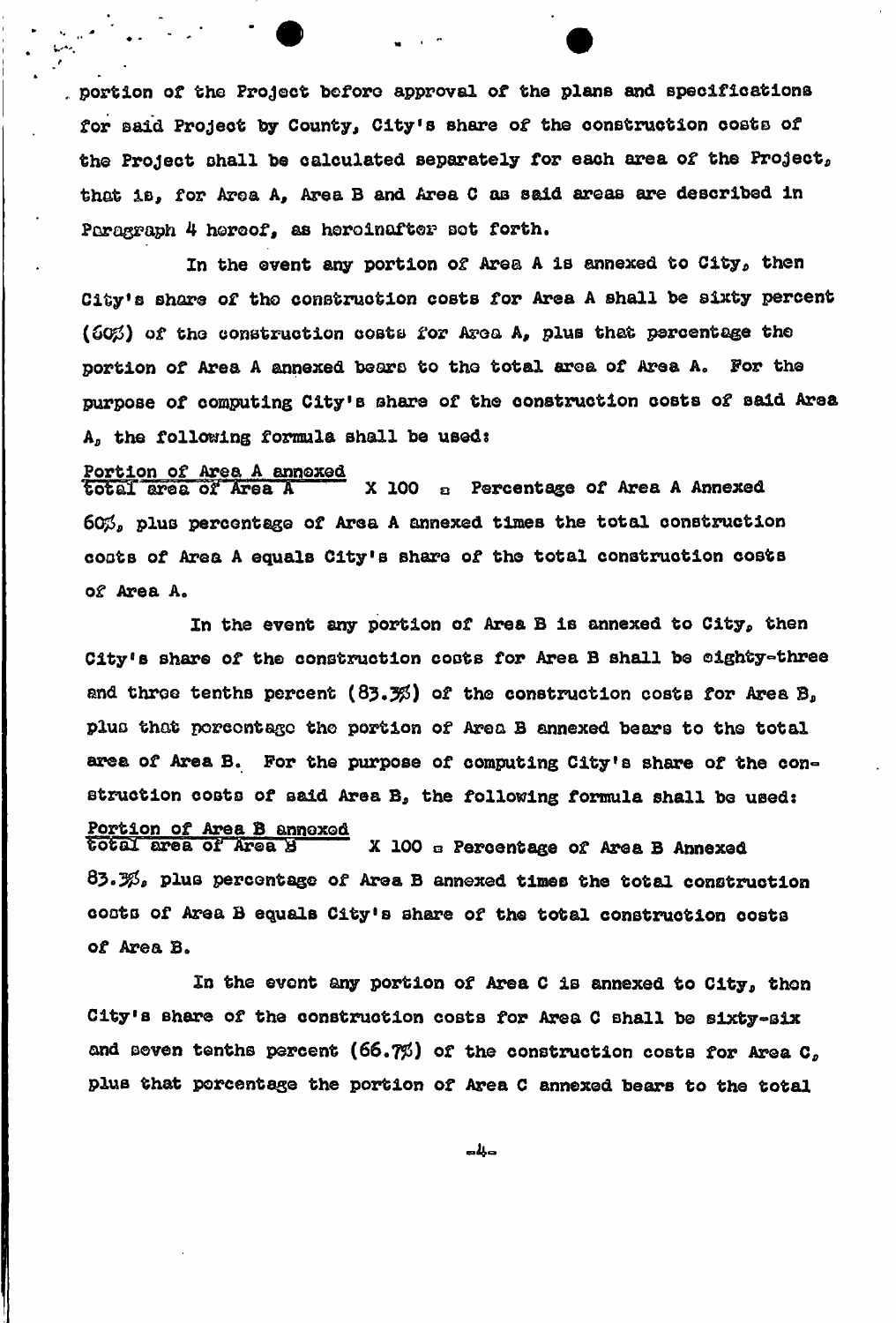portion of the Project before approval of the plans and specifications for said Project by County, City's share of the construction costs of the Project shall be calculated separately for each area of the Project, that is, for Area A, Area B and Area C as said areas are described in Paragraph 4 hereof, as hereinafter set forth.

In the event any portion of Area A is annexed to City, then City's share of the construction costs for Area A shall be sixty percent (60%) of the construction costs for Area A, plus that percentage the portion of Area A annexed bears to the total area of Area A. For the purpose of computing City's share of the construction costs of said Area A, the following formula shall be used:

$$\frac{\text{Portion of Area A annexed}}{\text{total area of Area A}} \times 100 = \text{Percentage of Area A Annexed}$$

60%, plus percentage of Area A annexed times the total construction costs of Area A equals City's share of the total construction costs of Area A.

In the event any portion of Area B is annexed to City, then City's share of the construction costs for Area B shall be eighty-three and three tenths percent (83.3%) of the construction costs for Area B, plus that percentage the portion of Area B annexed bears to the total area of Area B. For the purpose of computing City's share of the construction costs of said Area B, the following formula shall be used:

$$\frac{\text{Portion of Area B annexed}}{\text{total area of Area B}} \times 100 = \text{Percentage of Area B Annexed}$$

83.3%, plus percentage of Area B annexed times the total construction costs of Area B equals City's share of the total construction costs of Area B.

In the event any portion of Area C is annexed to City, then City's share of the construction costs for Area C shall be sixty-six and seven tenths percent (66.7%) of the construction costs for Area C, plus that percentage the portion of Area C annexed bears to the total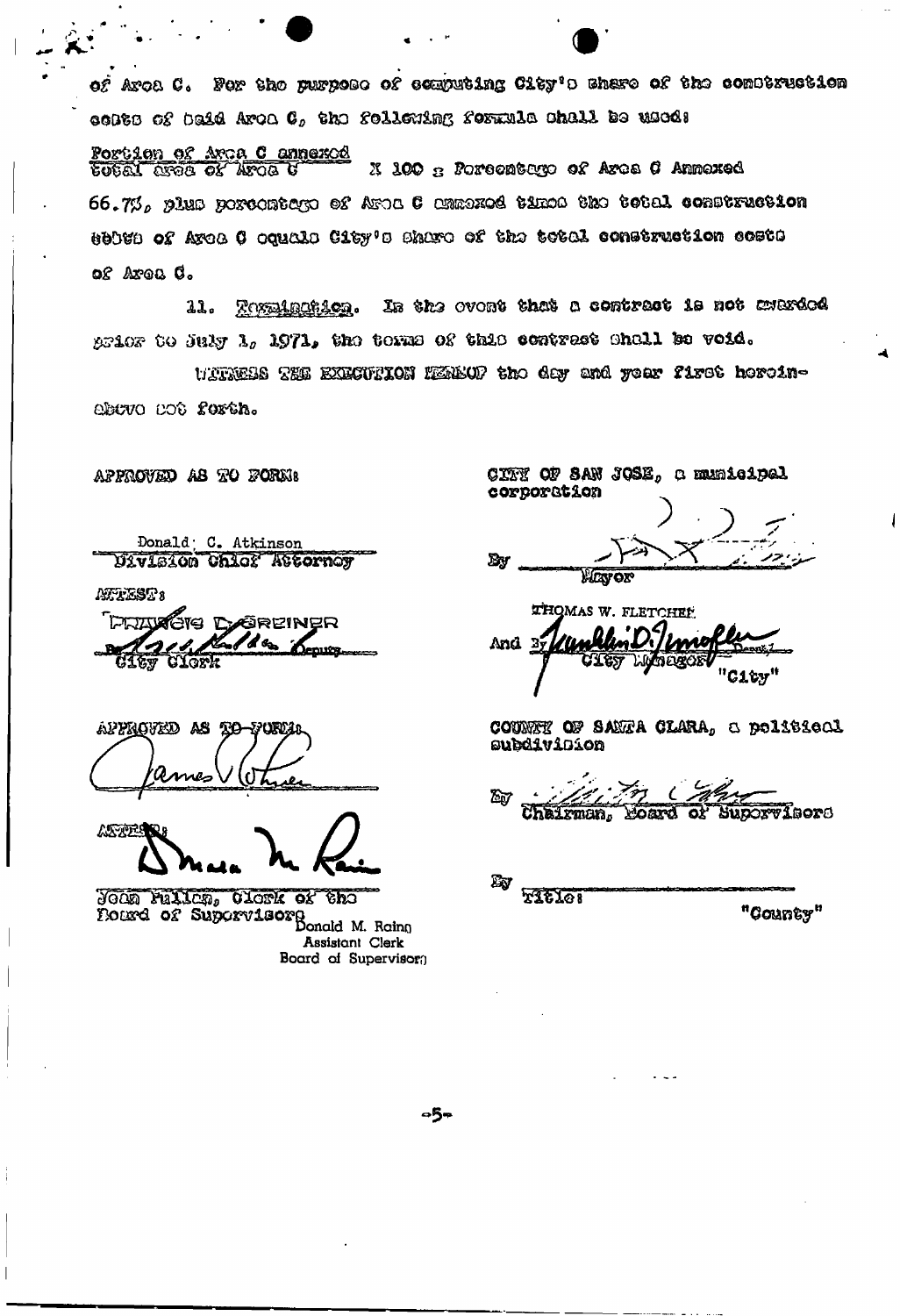of Area C. For the purpose of computing City's share of the construction costs of said Area C, the following formula shall be used:

$$\frac{\text{Portion of Area C annexed}}{\text{Total area of Area C}} \times 100 = \text{Percentage of Area C Annexed}$$

66.7%, plus percentage of Area C annexed times the total construction costs of Area C equals City's share of the total construction costs of Area C.

11. Termination. In the event that a contract is not awarded prior to July 1, 1971, the terms of this contract shall be void.

WITNESS THE EXECUTION HEREOF the day and year first hereinabove set forth.

APPROVED AS TO FORM:

Donald C. Atkinson
Division Chief Attorney

ATTEST:

FRANCIS DeGREINER
By [signature] Deputy
City Clerk

CITY OF SAN JOSE, a municipal corporation

By [signature]
Mayor

THOMAS W. FLETCHER
And By [signature] Deputy
City Manager

"City"

APPROVED AS TO FORM:

[signature]

ATTEST:

[signature]

Jean Pullan, Clerk of the Board of Supervisors
Donald M. Rains
Assistant Clerk
Board of Supervisors

COUNTY OF SANTA CLARA, a political subdivision

By [signature]
Chairman, Board of Supervisors

By ______________________
Title:

"County"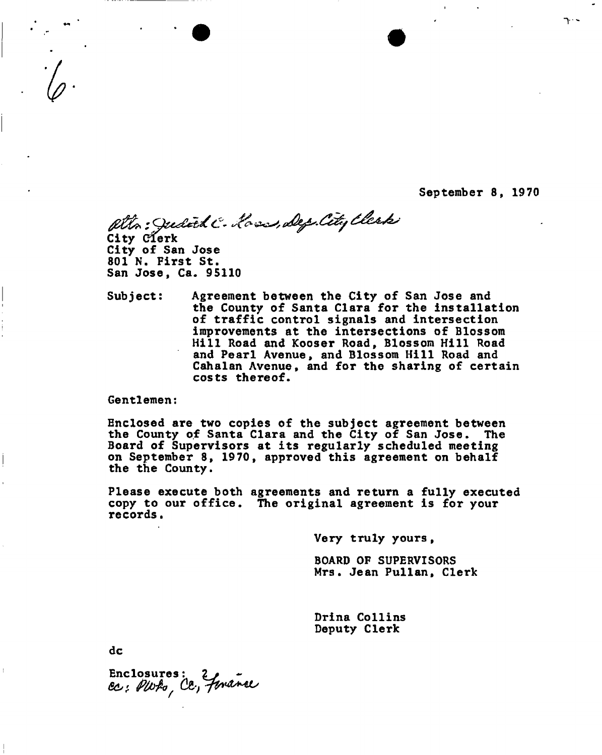6.

September 8, 1970

Attn: Judith C. Koss, Dep. City Clerk

City Clerk
City of San Jose
801 N. First St.
San Jose, Ca. 95110

Subject: Agreement between the City of San Jose and the County of Santa Clara for the installation of traffic control signals and intersection improvements at the intersections of Blossom Hill Road and Kooser Road, Blossom Hill Road and Pearl Avenue, and Blossom Hill Road and Cahalan Avenue, and for the sharing of certain costs thereof.

Gentlemen:

Enclosed are two copies of the subject agreement between the County of Santa Clara and the City of San Jose. The Board of Supervisors at its regularly scheduled meeting on September 8, 1970, approved this agreement on behalf the the County.

Please execute both agreements and return a fully executed copy to our office. The original agreement is for your records.

Very truly yours,

BOARD OF SUPERVISORS
Mrs. Jean Pullan, Clerk

Drina Collins
Deputy Clerk

dc

Enclosures: 2
cc: PWks, Co, Finance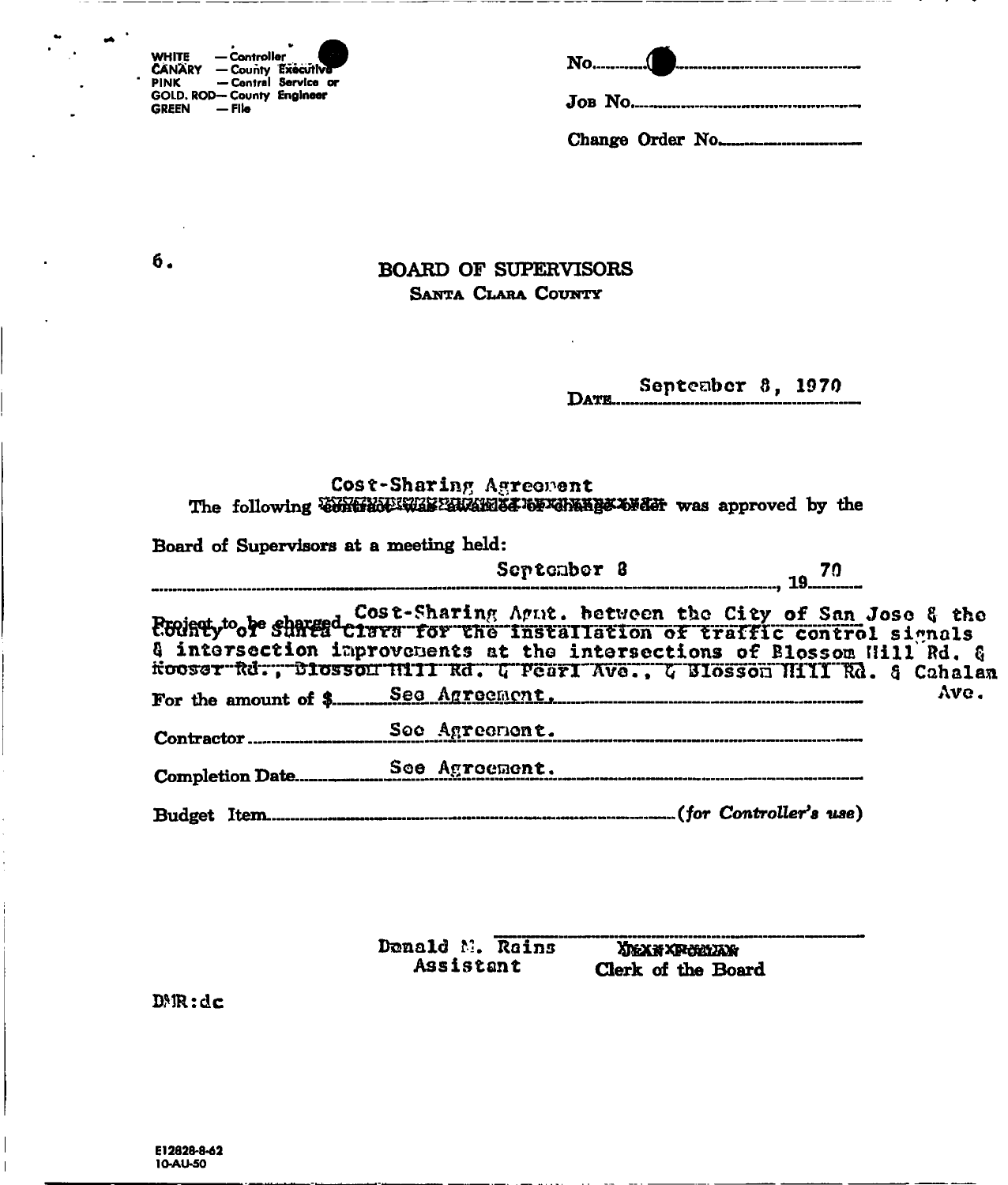WHITE — Controller
CANARY — County Executive
PINK — Central Service or
GOLD. ROD— County Engineer
GREEN — File

No.

Job No.

Change Order No.

6.

# BOARD OF SUPERVISORS

## SANTA CLARA COUNTY

DATE September 8, 1970

The following Cost-Sharing Agreement was approved by the Board of Supervisors at a meeting held:

September 8, 1970

Project to be charged: Cost-Sharing Agmt. between the City of San Jose & the County of Santa Clara for the installation of traffic control signals & intersection improvements at the intersections of Blossom Hill Rd. & Kooser Rd., Blossom Hill Rd. & Pearl Ave., & Blossom Hill Rd. & Cahalan Ave.

For the amount of $ See Agreement.

Contractor See Agreement.

Completion Date See Agreement.

Budget Item (*for Controller's use*)

Donald M. Rains
Assistant
Clerk of the Board

DMR:dc

E12828-8-62
10-AU-50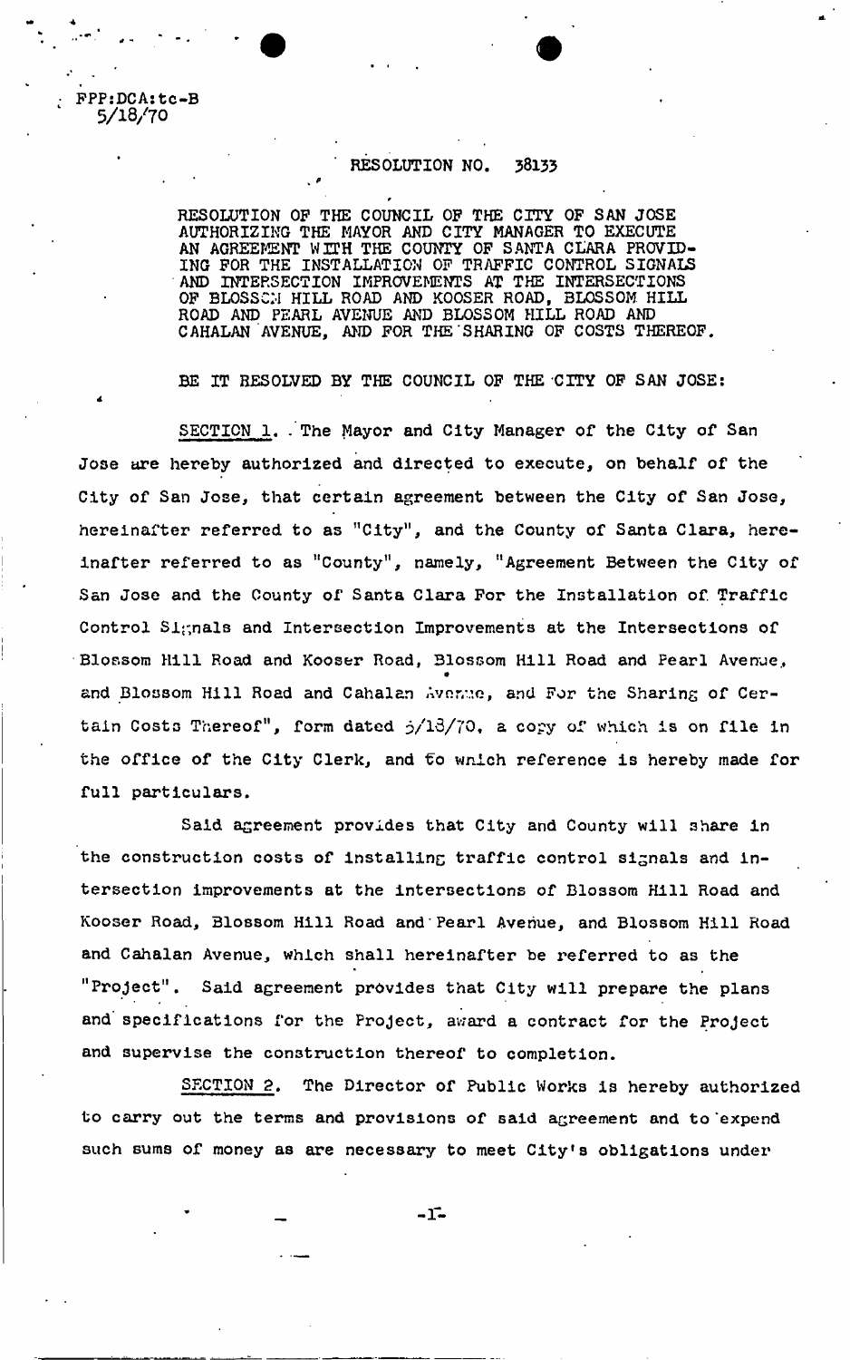FPP:DCA:tc-B
5/18/70

RESOLUTION NO. 38133

RESOLUTION OF THE COUNCIL OF THE CITY OF SAN JOSE AUTHORIZING THE MAYOR AND CITY MANAGER TO EXECUTE AN AGREEMENT WITH THE COUNTY OF SANTA CLARA PROVIDING FOR THE INSTALLATION OF TRAFFIC CONTROL SIGNALS AND INTERSECTION IMPROVEMENTS AT THE INTERSECTIONS OF BLOSSOM HILL ROAD AND KOOSER ROAD, BLOSSOM HILL ROAD AND PEARL AVENUE AND BLOSSOM HILL ROAD AND CAHALAN AVENUE, AND FOR THE SHARING OF COSTS THEREOF.

BE IT RESOLVED BY THE COUNCIL OF THE CITY OF SAN JOSE:

SECTION 1. The Mayor and City Manager of the City of San Jose are hereby authorized and directed to execute, on behalf of the City of San Jose, that certain agreement between the City of San Jose, hereinafter referred to as "City", and the County of Santa Clara, hereinafter referred to as "County", namely, "Agreement Between the City of San Jose and the County of Santa Clara For the Installation of Traffic Control Signals and Intersection Improvements at the Intersections of Blossom Hill Road and Kooser Road, Blossom Hill Road and Pearl Avenue, and Blossom Hill Road and Cahalan Avenue, and For the Sharing of Certain Costs Thereof", form dated 5/18/70, a copy of which is on file in the office of the City Clerk, and to which reference is hereby made for full particulars.

Said agreement provides that City and County will share in the construction costs of installing traffic control signals and intersection improvements at the intersections of Blossom Hill Road and Kooser Road, Blossom Hill Road and Pearl Avenue, and Blossom Hill Road and Cahalan Avenue, which shall hereinafter be referred to as the "Project". Said agreement provides that City will prepare the plans and specifications for the Project, award a contract for the Project and supervise the construction thereof to completion.

SECTION 2. The Director of Public Works is hereby authorized to carry out the terms and provisions of said agreement and to expend such sums of money as are necessary to meet City's obligations under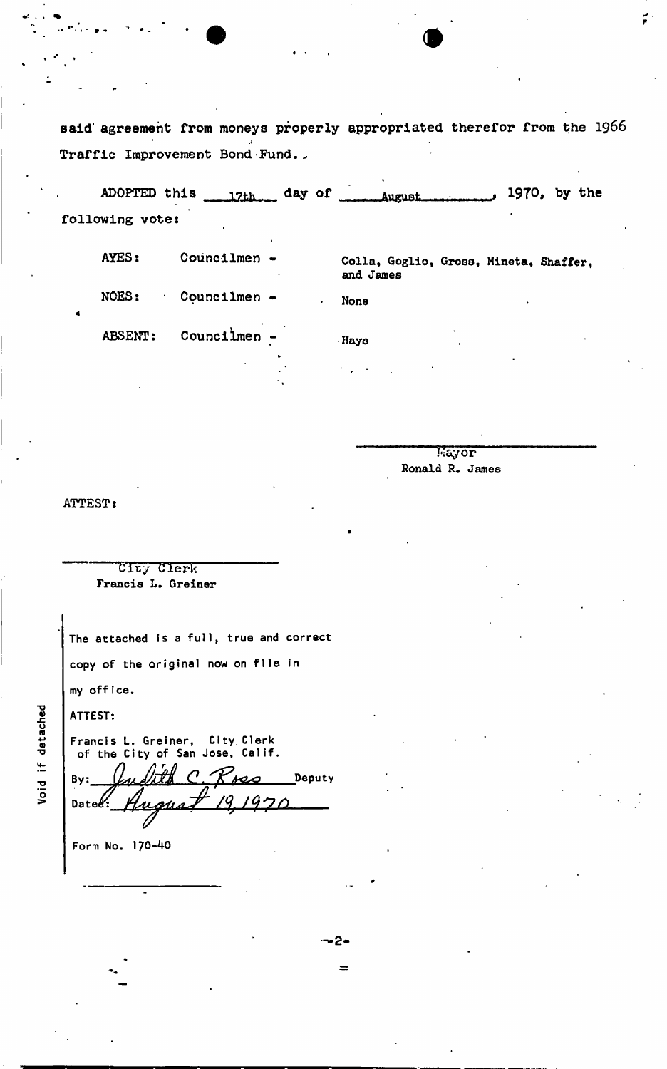said agreement from moneys properly appropriated therefor from the 1966 Traffic Improvement Bond Fund.

ADOPTED this 17th day of August, 1970, by the following vote:

| | | |
|---|---|---|
| AYES: | Councilmen - | Colla, Goglio, Gross, Mineta, Shaffer, and James |
| NOES: | Councilmen - | None |
| ABSENT: | Councilmen - | Hays |

Mayor
Ronald R. James

ATTEST:

City Clerk
Francis L. Greiner

The attached is a full, true and correct copy of the original now on file in my office.

ATTEST:

Francis L. Greiner, City Clerk of the City of San Jose, Calif.

By: Judith C. Ross Deputy

Dated: August 19, 1970

Form No. 170-40

Void if detached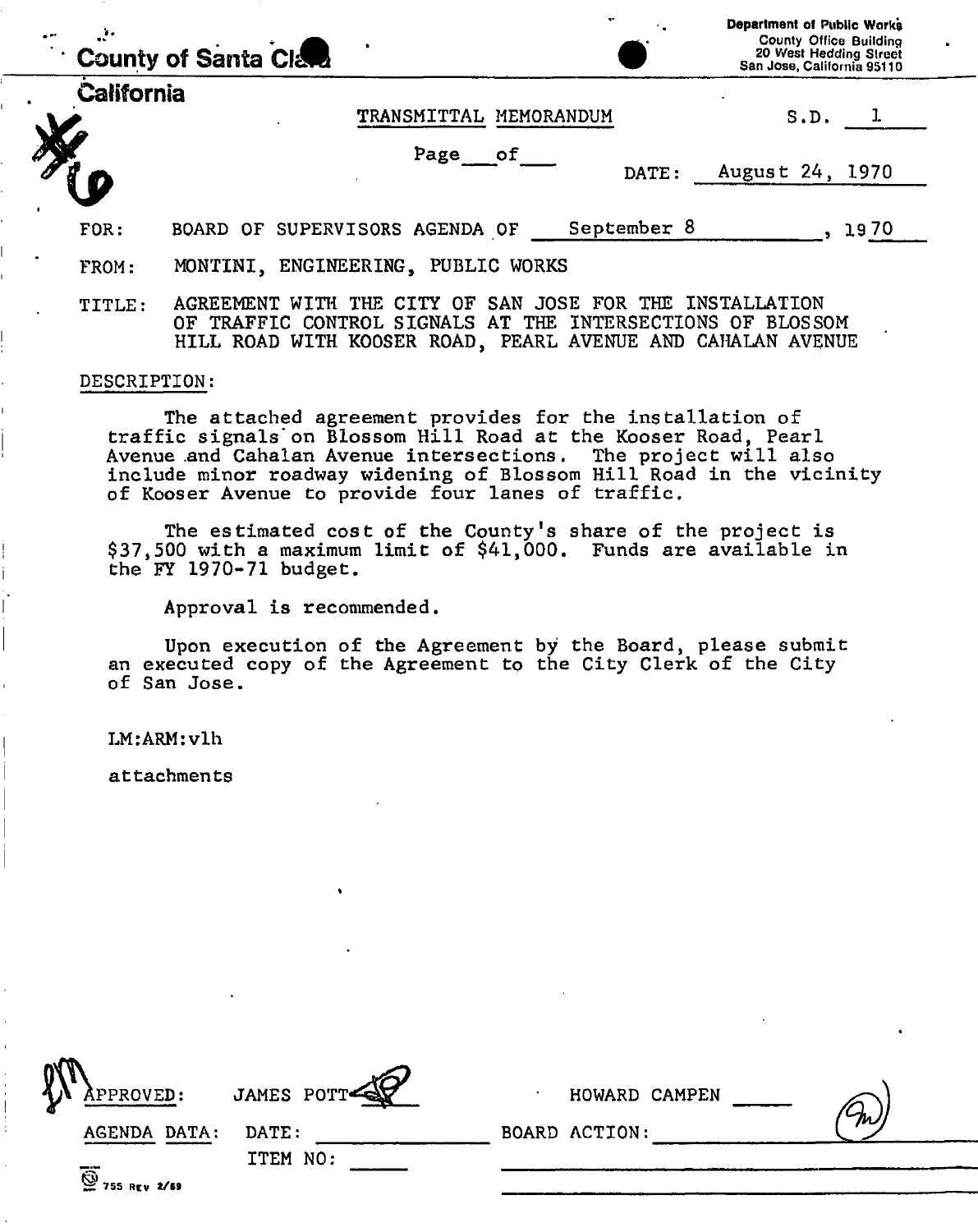County of Santa Clara
California

Department of Public Works
County Office Building
20 West Hedding Street
San Jose, California 95110

TRANSMITTAL MEMORANDUM

S.D. 1

Page ___ of ___

DATE: August 24, 1970

FOR: BOARD OF SUPERVISORS AGENDA OF September 8, 1970

FROM: MONTINI, ENGINEERING, PUBLIC WORKS

TITLE: AGREEMENT WITH THE CITY OF SAN JOSE FOR THE INSTALLATION OF TRAFFIC CONTROL SIGNALS AT THE INTERSECTIONS OF BLOSSOM HILL ROAD WITH KOOSER ROAD, PEARL AVENUE AND CAHALAN AVENUE

DESCRIPTION:

The attached agreement provides for the installation of traffic signals on Blossom Hill Road at the Kooser Road, Pearl Avenue and Cahalan Avenue intersections. The project will also include minor roadway widening of Blossom Hill Road in the vicinity of Kooser Avenue to provide four lanes of traffic.

The estimated cost of the County's share of the project is $37,500 with a maximum limit of $41,000. Funds are available in the FY 1970-71 budget.

Approval is recommended.

Upon execution of the Agreement by the Board, please submit an executed copy of the Agreement to the City Clerk of the City of San Jose.

LM:ARM:vlh

attachments

APPROVED: JAMES POTT HOWARD CAMPEN

AGENDA DATA: DATE: BOARD ACTION:

ITEM NO:

755 REV 2/69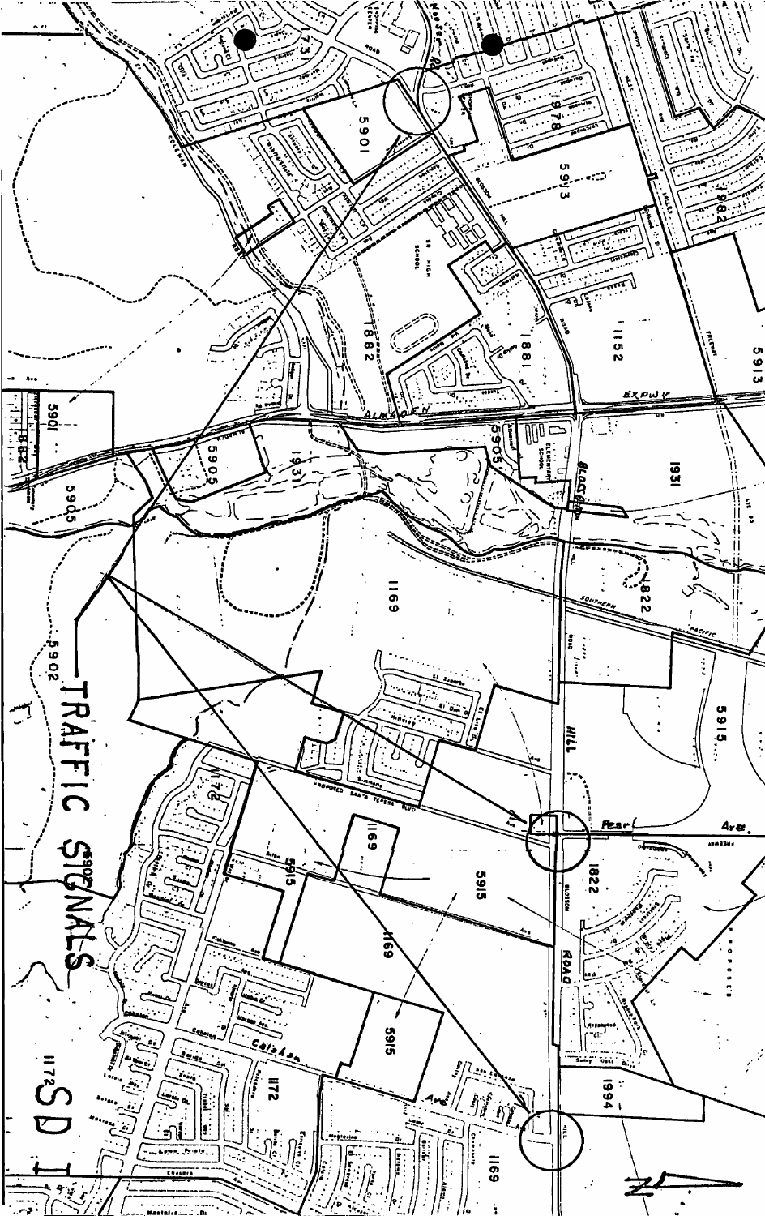TRAFFIC SIGNALS

1172 SD I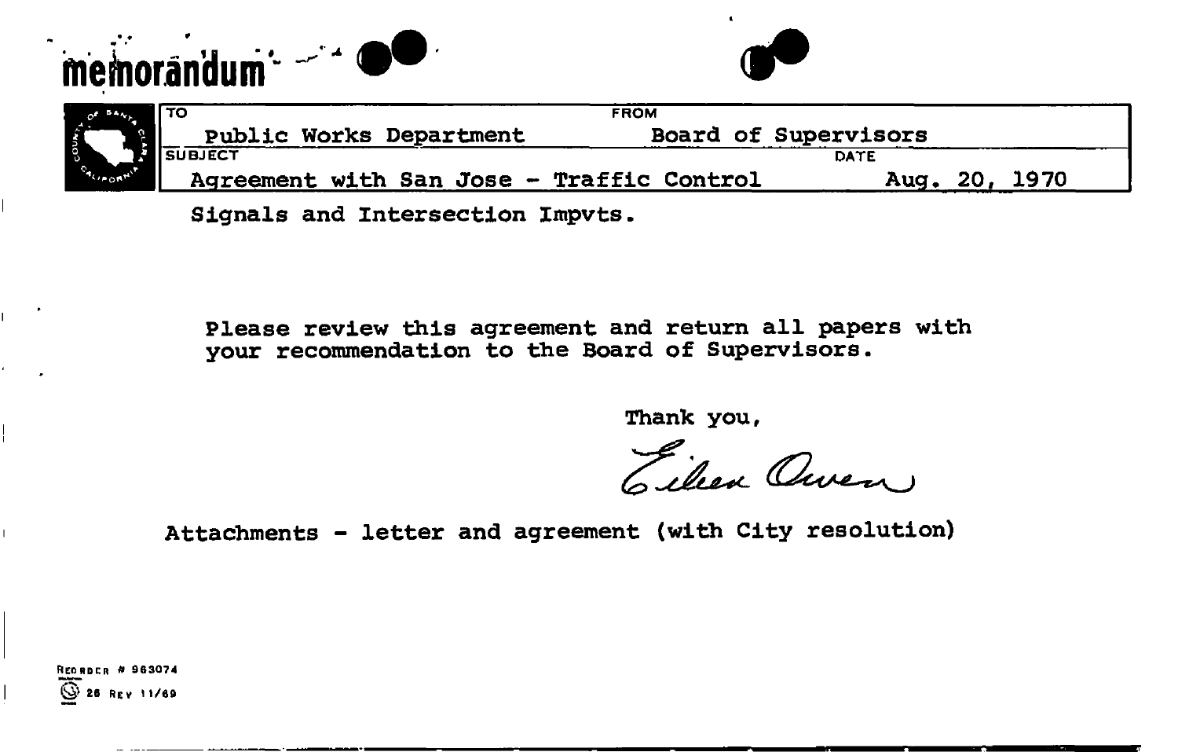# memorandum

| TO | FROM |
|---|---|
| Public Works Department | Board of Supervisors |
| **SUBJECT** | **DATE** |
| Agreement with San Jose - Traffic Control | Aug. 20, 1970 |

Signals and Intersection Impvts.

Please review this agreement and return all papers with your recommendation to the Board of Supervisors.

Thank you,

Eileen Owen

Attachments - letter and agreement (with City resolution)

RECORDER # 963074
26 REV 11/69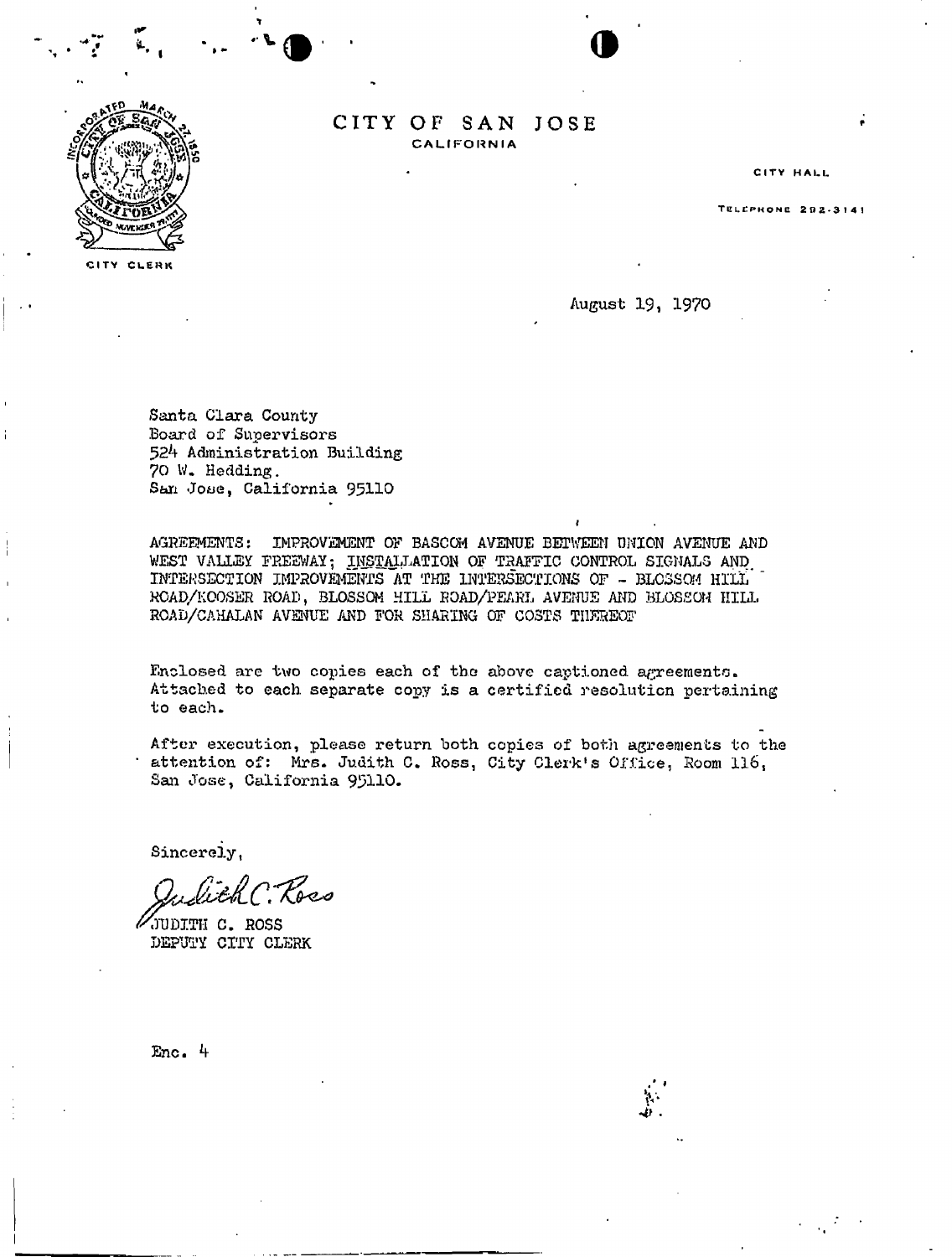CITY CLERK

# CITY OF SAN JOSE

CALIFORNIA

CITY HALL

TELEPHONE 292-3141

August 19, 1970

Santa Clara County
Board of Supervisors
524 Administration Building
70 W. Hedding.
San Jose, California 95110

AGREEMENTS: IMPROVEMENT OF BASCOM AVENUE BETWEEN UNION AVENUE AND WEST VALLEY FREEWAY; INSTALLATION OF TRAFFIC CONTROL SIGNALS AND INTERSECTION IMPROVEMENTS AT THE INTERSECTIONS OF - BLOSSOM HILL ROAD/KOOSER ROAD, BLOSSOM HILL ROAD/PEARL AVENUE AND BLOSSOM HILL ROAD/CAHALAN AVENUE AND FOR SHARING OF COSTS THEREOF

Enclosed are two copies each of the above captioned agreements. Attached to each separate copy is a certified resolution pertaining to each.

After execution, please return both copies of both agreements to the attention of: Mrs. Judith C. Ross, City Clerk's Office, Room 116, San Jose, California 95110.

Sincerely,

Judith C. Ross

JUDITH C. ROSS
DEPUTY CITY CLERK

Enc. 4